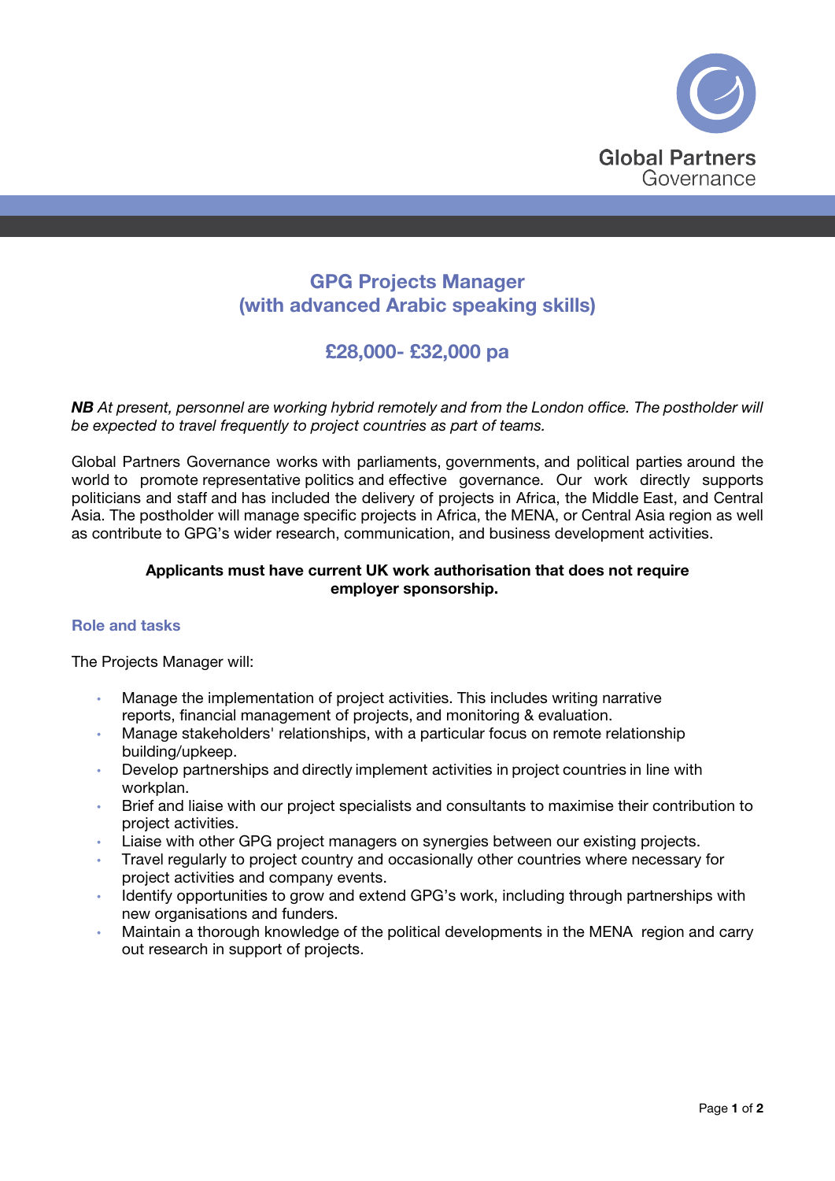# GPG Projects Manager
## (with advanced Arabic speaking skills)

## £28,000- £32,000 pa

***NB** At present, personnel are working hybrid remotely and from the London office. The postholder will be expected to travel frequently to project countries as part of teams.*

Global Partners Governance works with parliaments, governments, and political parties around the world to promote representative politics and effective governance. Our work directly supports politicians and staff and has included the delivery of projects in Africa, the Middle East, and Central Asia. The postholder will manage specific projects in Africa, the MENA, or Central Asia region as well as contribute to GPG's wider research, communication, and business development activities.

**Applicants must have current UK work authorisation that does not require employer sponsorship.**

### Role and tasks

The Projects Manager will:

- Manage the implementation of project activities. This includes writing narrative reports, financial management of projects, and monitoring & evaluation.
- Manage stakeholders' relationships, with a particular focus on remote relationship building/upkeep.
- Develop partnerships and directly implement activities in project countries in line with workplan.
- Brief and liaise with our project specialists and consultants to maximise their contribution to project activities.
- Liaise with other GPG project managers on synergies between our existing projects.
- Travel regularly to project country and occasionally other countries where necessary for project activities and company events.
- Identify opportunities to grow and extend GPG's work, including through partnerships with new organisations and funders.
- Maintain a thorough knowledge of the political developments in the MENA region and carry out research in support of projects.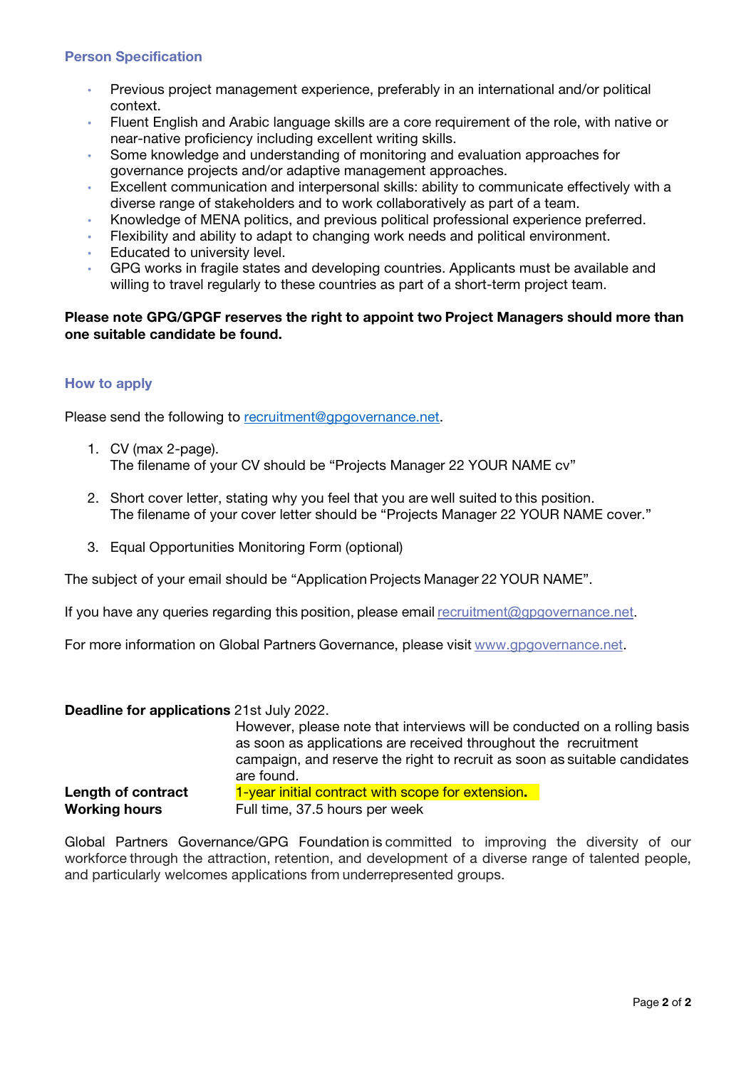## Person Specification

- Previous project management experience, preferably in an international and/or political context.
- Fluent English and Arabic language skills are a core requirement of the role, with native or near-native proficiency including excellent writing skills.
- Some knowledge and understanding of monitoring and evaluation approaches for governance projects and/or adaptive management approaches.
- Excellent communication and interpersonal skills: ability to communicate effectively with a diverse range of stakeholders and to work collaboratively as part of a team.
- Knowledge of MENA politics, and previous political professional experience preferred.
- Flexibility and ability to adapt to changing work needs and political environment.
- Educated to university level.
- GPG works in fragile states and developing countries. Applicants must be available and willing to travel regularly to these countries as part of a short-term project team.

**Please note GPG/GPGF reserves the right to appoint two Project Managers should more than one suitable candidate be found.**

## How to apply

Please send the following to recruitment@gpgovernance.net.

1. CV (max 2-page).
   The filename of your CV should be "Projects Manager 22 YOUR NAME cv"

2. Short cover letter, stating why you feel that you are well suited to this position.
   The filename of your cover letter should be "Projects Manager 22 YOUR NAME cover."

3. Equal Opportunities Monitoring Form (optional)

The subject of your email should be "Application Projects Manager 22 YOUR NAME".

If you have any queries regarding this position, please email recruitment@gpgovernance.net.

For more information on Global Partners Governance, please visit www.gpgovernance.net.

**Deadline for applications** 21st July 2022.
However, please note that interviews will be conducted on a rolling basis as soon as applications are received throughout the recruitment campaign, and reserve the right to recruit as soon as suitable candidates are found.

**Length of contract** 1-year initial contract with scope for extension.

**Working hours** Full time, 37.5 hours per week

Global Partners Governance/GPG Foundation is committed to improving the diversity of our workforce through the attraction, retention, and development of a diverse range of talented people, and particularly welcomes applications from underrepresented groups.